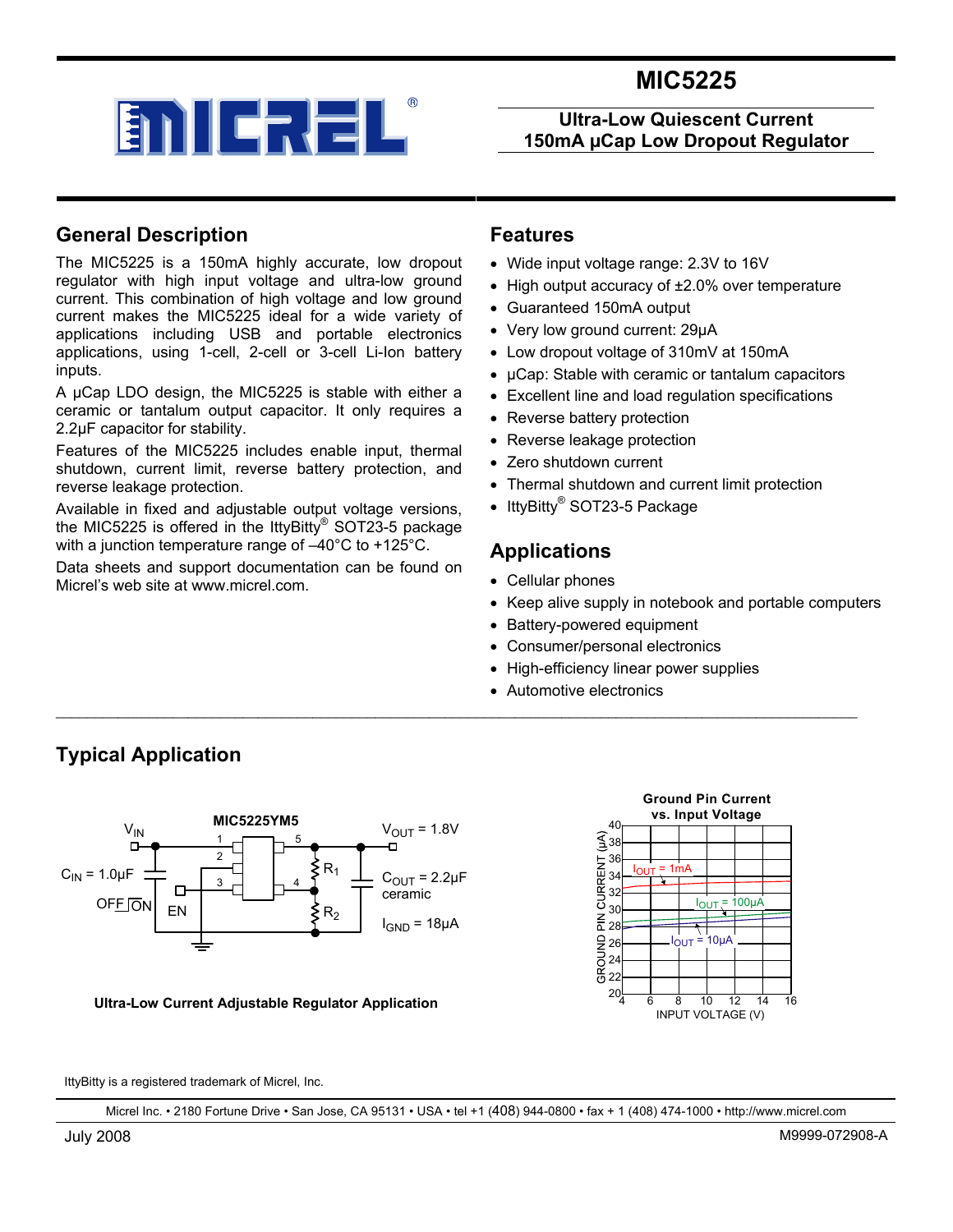# MIC5225

## Ultra-Low Quiescent Current 150mA μCap Low Dropout Regulator

## General Description

The MIC5225 is a 150mA highly accurate, low dropout regulator with high input voltage and ultra-low ground current. This combination of high voltage and low ground current makes the MIC5225 ideal for a wide variety of applications including USB and portable electronics applications, using 1-cell, 2-cell or 3-cell Li-Ion battery inputs.

A μCap LDO design, the MIC5225 is stable with either a ceramic or tantalum output capacitor. It only requires a 2.2μF capacitor for stability.

Features of the MIC5225 includes enable input, thermal shutdown, current limit, reverse battery protection, and reverse leakage protection.

Available in fixed and adjustable output voltage versions, the MIC5225 is offered in the IttyBitty® SOT23-5 package with a junction temperature range of –40°C to +125°C.

Data sheets and support documentation can be found on Micrel's web site at www.micrel.com.

## Features

- Wide input voltage range: 2.3V to 16V
- High output accuracy of ±2.0% over temperature
- Guaranteed 150mA output
- Very low ground current: 29μA
- Low dropout voltage of 310mV at 150mA
- μCap: Stable with ceramic or tantalum capacitors
- Excellent line and load regulation specifications
- Reverse battery protection
- Reverse leakage protection
- Zero shutdown current
- Thermal shutdown and current limit protection
- IttyBitty® SOT23-5 Package

## Applications

- Cellular phones
- Keep alive supply in notebook and portable computers
- Battery-powered equipment
- Consumer/personal electronics
- High-efficiency linear power supplies
- Automotive electronics

## Typical Application

MIC5225YM5: $V_{IN}$, $C_{IN}$ = 1.0μF, OFF/ON EN, $R_1$, $R_2$, $V_{OUT}$ = 1.8V, $C_{OUT}$ = 2.2μF ceramic, $I_{GND}$ = 18μA

**Ultra-Low Current Adjustable Regulator Application**

**Ground Pin Current vs. Input Voltage**

(Y axis: GROUND PIN CURRENT (μA), 20–40; X axis: INPUT VOLTAGE (V), 4–16; curves: $I_{OUT}$ = 1mA, $I_{OUT}$ = 100μA, $I_{OUT}$ = 10μA)

IttyBitty is a registered trademark of Micrel, Inc.

Micrel Inc. • 2180 Fortune Drive • San Jose, CA 95131 • USA • tel +1 (408) 944-0800 • fax + 1 (408) 474-1000 • http://www.micrel.com

July 2008 M9999-072908-A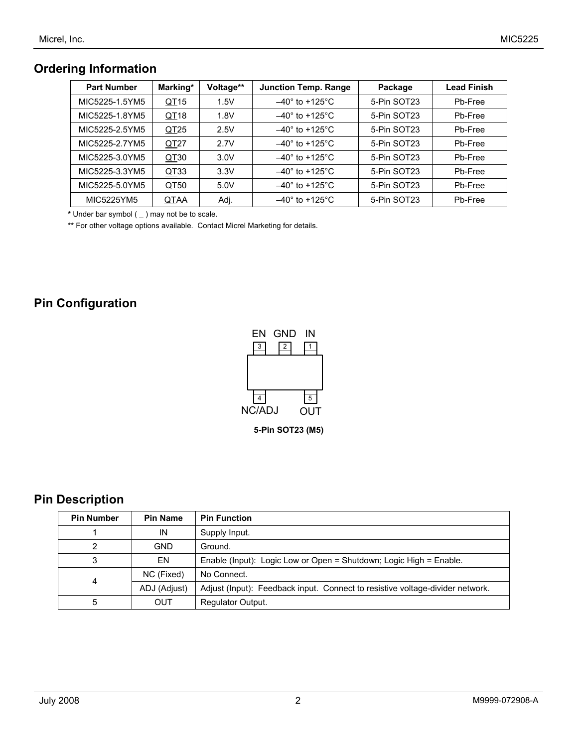## Ordering Information

| Part Number | Marking* | Voltage** | Junction Temp. Range | Package | Lead Finish |
|---|---|---|---|---|---|
| MIC5225-1.5YM5 | QT15 | 1.5V | –40° to +125°C | 5-Pin SOT23 | Pb-Free |
| MIC5225-1.8YM5 | QT18 | 1.8V | –40° to +125°C | 5-Pin SOT23 | Pb-Free |
| MIC5225-2.5YM5 | QT25 | 2.5V | –40° to +125°C | 5-Pin SOT23 | Pb-Free |
| MIC5225-2.7YM5 | QT27 | 2.7V | –40° to +125°C | 5-Pin SOT23 | Pb-Free |
| MIC5225-3.0YM5 | QT30 | 3.0V | –40° to +125°C | 5-Pin SOT23 | Pb-Free |
| MIC5225-3.3YM5 | QT33 | 3.3V | –40° to +125°C | 5-Pin SOT23 | Pb-Free |
| MIC5225-5.0YM5 | QT50 | 5.0V | –40° to +125°C | 5-Pin SOT23 | Pb-Free |
| MIC5225YM5 | QTAA | Adj. | –40° to +125°C | 5-Pin SOT23 | Pb-Free |

**\*** Under bar symbol ( _ ) may not be to scale.

**\*\*** For other voltage options available. Contact Micrel Marketing for details.

## Pin Configuration

EN GND IN

3 2 1

4 5

NC/ADJ OUT

**5-Pin SOT23 (M5)**

## Pin Description

| Pin Number | Pin Name | Pin Function |
|---|---|---|
| 1 | IN | Supply Input. |
| 2 | GND | Ground. |
| 3 | EN | Enable (Input): Logic Low or Open = Shutdown; Logic High = Enable. |
| 4 | NC (Fixed) | No Connect. |
| | ADJ (Adjust) | Adjust (Input): Feedback input. Connect to resistive voltage-divider network. |
| 5 | OUT | Regulator Output. |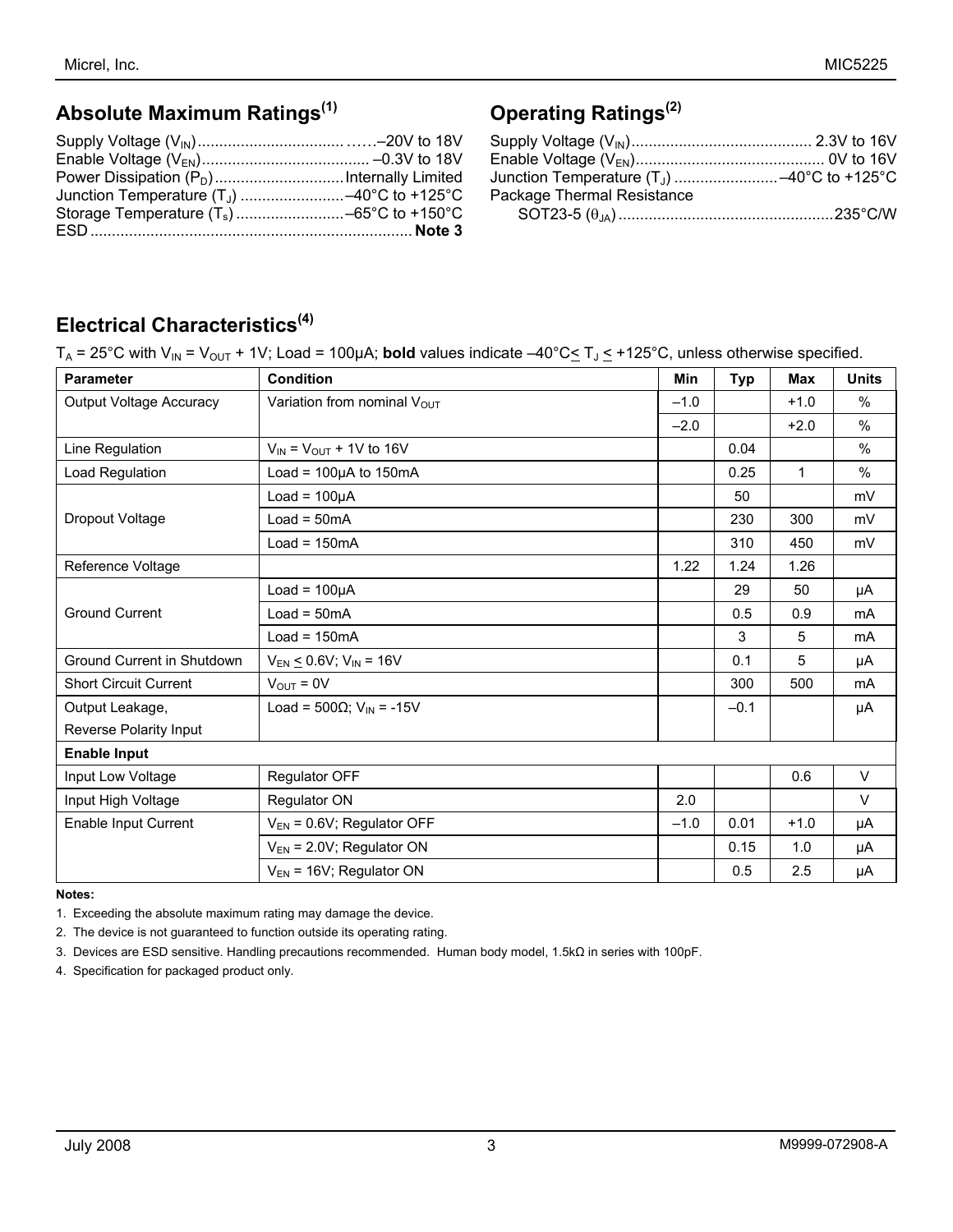## Absolute Maximum Ratings[1]

Supply Voltage ($V_{IN}$) .......................................–20V to 18V
Enable Voltage ($V_{EN}$) ....................................... –0.3V to 18V
Power Dissipation ($P_D$) ..............................Internally Limited
Junction Temperature ($T_J$) ........................–40°C to +125°C
Storage Temperature ($T_s$) .........................–65°C to +150°C
ESD ........................................................................... **Note 3**

## Operating Ratings[2]

Supply Voltage ($V_{IN}$) .......................................... 2.3V to 16V
Enable Voltage ($V_{EN}$) ............................................ 0V to 16V
Junction Temperature ($T_J$) ........................–40°C to +125°C
Package Thermal Resistance
SOT23-5 ($\theta_{JA}$) ..................................................235°C/W

## Electrical Characteristics[4]

$T_A$ = 25°C with $V_{IN}$ = $V_{OUT}$ + 1V; Load = 100µA; **bold** values indicate –40°C ≤ $T_J$ ≤ +125°C, unless otherwise specified.

| Parameter | Condition | Min | Typ | Max | Units |
|---|---|---|---|---|---|
| Output Voltage Accuracy | Variation from nominal $V_{OUT}$ | –1.0 | | +1.0 | % |
| | | **–2.0** | | **+2.0** | % |
| Line Regulation | $V_{IN}$ = $V_{OUT}$ + 1V to 16V | | 0.04 | | % |
| Load Regulation | Load = 100µA to 150mA | | 0.25 | 1 | % |
| Dropout Voltage | Load = 100µA | | 50 | | mV |
| | Load = 50mA | | 230 | 300 | mV |
| | Load = 150mA | | 310 | 450 | mV |
| Reference Voltage | | 1.22 | 1.24 | 1.26 | |
| Ground Current | Load = 100µA | | 29 | 50 | µA |
| | Load = 50mA | | 0.5 | 0.9 | mA |
| | Load = 150mA | | 3 | 5 | mA |
| Ground Current in Shutdown | $V_{EN}$ ≤ 0.6V; $V_{IN}$ = 16V | | 0.1 | 5 | µA |
| Short Circuit Current | $V_{OUT}$ = 0V | | 300 | 500 | mA |
| Output Leakage, Reverse Polarity Input | Load = 500Ω; $V_{IN}$ = -15V | | –0.1 | | µA |
| **Enable Input** | | | | | |
| Input Low Voltage | Regulator OFF | | | 0.6 | V |
| Input High Voltage | Regulator ON | 2.0 | | | V |
| Enable Input Current | $V_{EN}$ = 0.6V; Regulator OFF | –1.0 | 0.01 | +1.0 | µA |
| | $V_{EN}$ = 2.0V; Regulator ON | | 0.15 | 1.0 | µA |
| | $V_{EN}$ = 16V; Regulator ON | | 0.5 | 2.5 | µA |

**Notes:**

1. Exceeding the absolute maximum rating may damage the device.
2. The device is not guaranteed to function outside its operating rating.
3. Devices are ESD sensitive. Handling precautions recommended. Human body model, 1.5kΩ in series with 100pF.
4. Specification for packaged product only.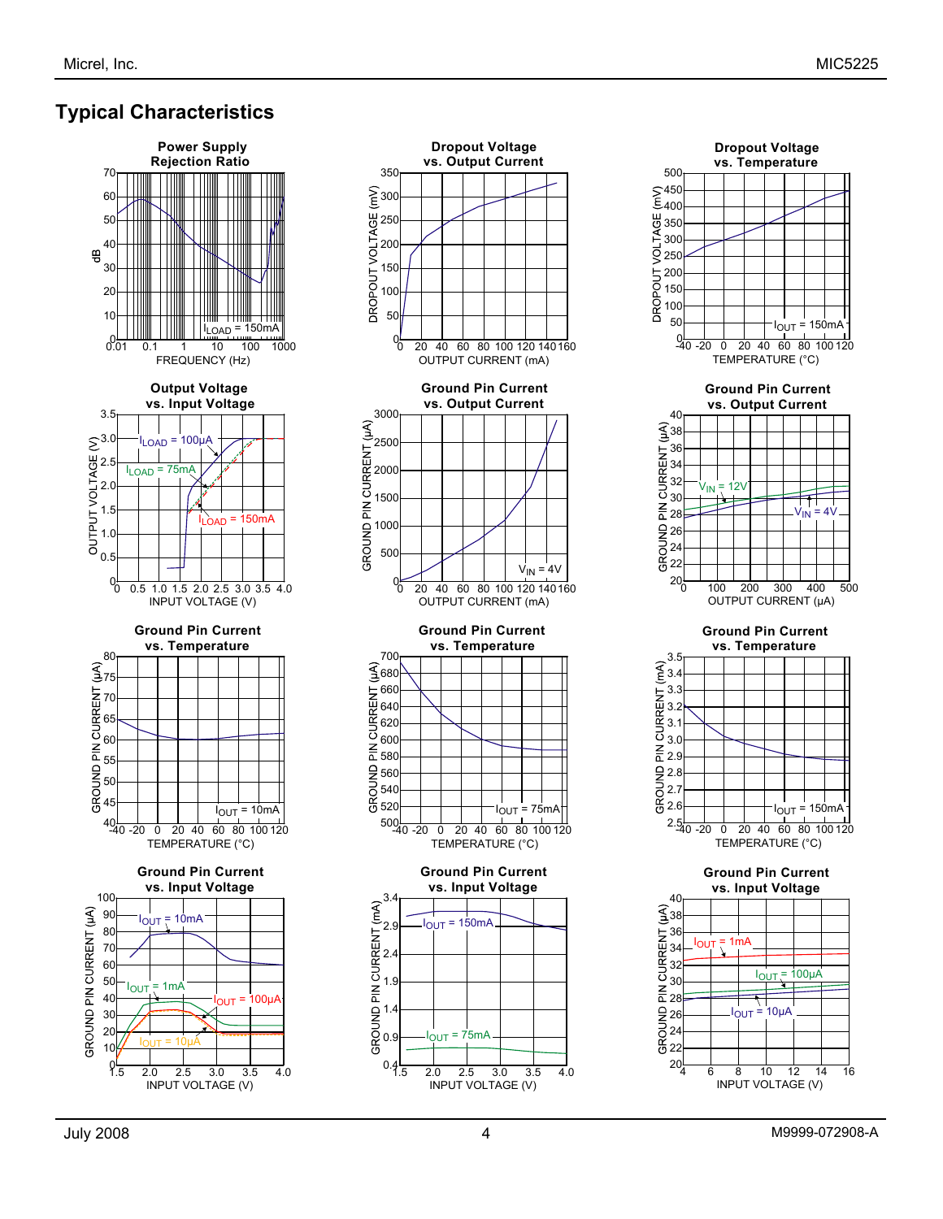## Typical Characteristics

**Power Supply Rejection Ratio**

$I_{LOAD}$ = 150mA

dB vs. FREQUENCY (Hz)

**Dropout Voltage vs. Output Current**

DROPOUT VOLTAGE (mV) vs. OUTPUT CURRENT (mA)

**Dropout Voltage vs. Temperature**

$I_{OUT}$ = 150mA

DROPOUT VOLTAGE (mV) vs. TEMPERATURE (°C)

**Output Voltage vs. Input Voltage**

$I_{LOAD}$ = 100µA, $I_{LOAD}$ = 75mA, $I_{LOAD}$ = 150mA

OUTPUT VOLTAGE (V) vs. INPUT VOLTAGE (V)

**Ground Pin Current vs. Output Current**

$V_{IN}$ = 4V

GROUND PIN CURRENT (µA) vs. OUTPUT CURRENT (mA)

**Ground Pin Current vs. Output Current**

$V_{IN}$ = 12V, $V_{IN}$ = 4V

GROUND PIN CURRENT (µA) vs. OUTPUT CURRENT (µA)

**Ground Pin Current vs. Temperature**

$I_{OUT}$ = 10mA

GROUND PIN CURRENT (µA) vs. TEMPERATURE (°C)

**Ground Pin Current vs. Temperature**

$I_{OUT}$ = 75mA

GROUND PIN CURRENT (µA) vs. TEMPERATURE (°C)

**Ground Pin Current vs. Temperature**

$I_{OUT}$ = 150mA

GROUND PIN CURRENT (mA) vs. TEMPERATURE (°C)

**Ground Pin Current vs. Input Voltage**

$I_{OUT}$ = 10mA, $I_{OUT}$ = 1mA, $I_{OUT}$ = 100µA, $I_{OUT}$ = 10µA

GROUND PIN CURRENT (µA) vs. INPUT VOLTAGE (V)

**Ground Pin Current vs. Input Voltage**

$I_{OUT}$ = 150mA, $I_{OUT}$ = 75mA

GROUND PIN CURRENT (mA) vs. INPUT VOLTAGE (V)

**Ground Pin Current vs. Input Voltage**

$I_{OUT}$ = 1mA, $I_{OUT}$ = 100µA, $I_{OUT}$ = 10µA

GROUND PIN CURRENT (µA) vs. INPUT VOLTAGE (V)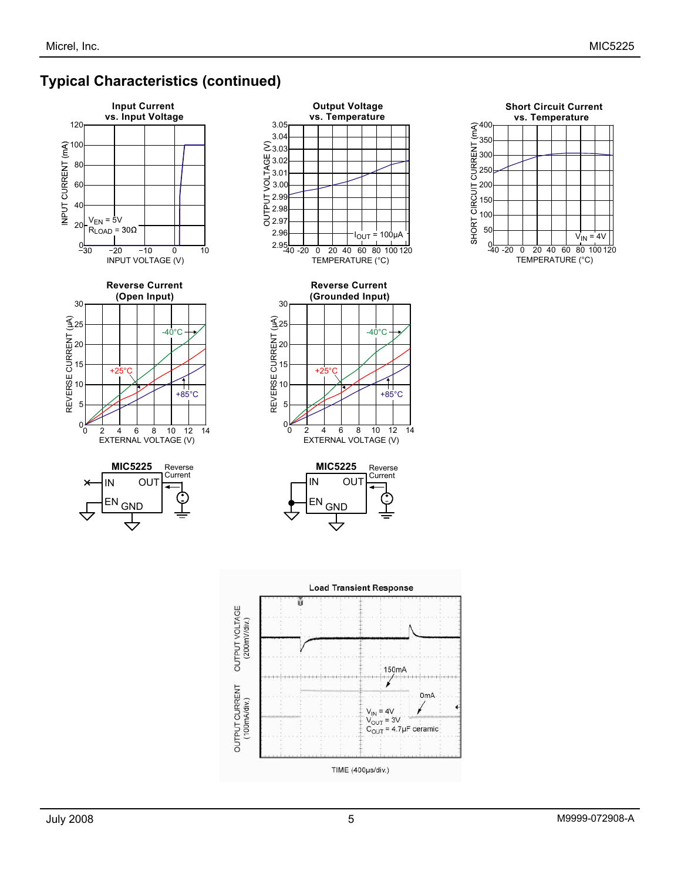## Typical Characteristics (continued)

**Input Current vs. Input Voltage**

INPUT CURRENT (mA)

$V_{EN}$ = 5V
$R_{LOAD}$ = 30Ω

INPUT VOLTAGE (V)

**Output Voltage vs. Temperature**

OUTPUT VOLTAGE (V)

$I_{OUT}$ = 100μA

TEMPERATURE (°C)

**Short Circuit Current vs. Temperature**

SHORT CIRCUIT CURRENT (mA)

$V_{IN}$ = 4V

TEMPERATURE (°C)

**Reverse Current (Open Input)**

REVERSE CURRENT (μA)

-40°C
+25°C
+85°C

EXTERNAL VOLTAGE (V)

**Reverse Current (Grounded Input)**

REVERSE CURRENT (μA)

-40°C
+25°C
+85°C

EXTERNAL VOLTAGE (V)

MIC5225 — IN, OUT, EN, GND — Reverse Current

MIC5225 — IN, OUT, EN, GND — Reverse Current

**Load Transient Response**

OUTPUT VOLTAGE (200mV/div.)

OUTPUT CURRENT (100mA/div.)

150mA
0mA

$V_{IN}$ = 4V
$V_{OUT}$ = 3V
$C_{OUT}$ = 4.7μF ceramic

TIME (400μs/div.)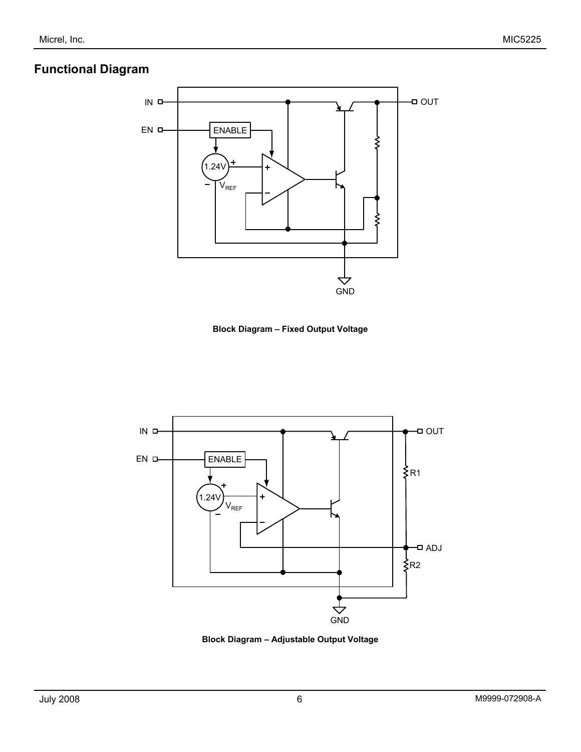## Functional Diagram

**Block Diagram – Fixed Output Voltage**

**Block Diagram – Adjustable Output Voltage**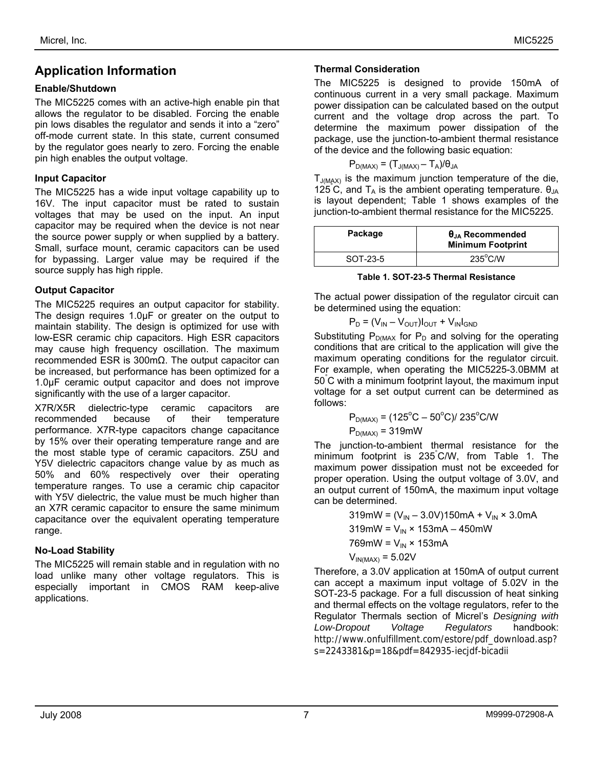## Application Information

### Enable/Shutdown

The MIC5225 comes with an active-high enable pin that allows the regulator to be disabled. Forcing the enable pin lows disables the regulator and sends it into a "zero" off-mode current state. In this state, current consumed by the regulator goes nearly to zero. Forcing the enable pin high enables the output voltage.

### Input Capacitor

The MIC5225 has a wide input voltage capability up to 16V. The input capacitor must be rated to sustain voltages that may be used on the input. An input capacitor may be required when the device is not near the source power supply or when supplied by a battery. Small, surface mount, ceramic capacitors can be used for bypassing. Larger value may be required if the source supply has high ripple.

### Output Capacitor

The MIC5225 requires an output capacitor for stability. The design requires 1.0µF or greater on the output to maintain stability. The design is optimized for use with low-ESR ceramic chip capacitors. High ESR capacitors may cause high frequency oscillation. The maximum recommended ESR is 300mΩ. The output capacitor can be increased, but performance has been optimized for a 1.0µF ceramic output capacitor and does not improve significantly with the use of a larger capacitor.

X7R/X5R dielectric-type ceramic capacitors are recommended because of their temperature performance. X7R-type capacitors change capacitance by 15% over their operating temperature range and are the most stable type of ceramic capacitors. Z5U and Y5V dielectric capacitors change value by as much as 50% and 60% respectively over their operating temperature ranges. To use a ceramic chip capacitor with Y5V dielectric, the value must be much higher than an X7R ceramic capacitor to ensure the same minimum capacitance over the equivalent operating temperature range.

### No-Load Stability

The MIC5225 will remain stable and in regulation with no load unlike many other voltage regulators. This is especially important in CMOS RAM keep-alive applications.

### Thermal Consideration

The MIC5225 is designed to provide 150mA of continuous current in a very small package. Maximum power dissipation can be calculated based on the output current and the voltage drop across the part. To determine the maximum power dissipation of the package, use the junction-to-ambient thermal resistance of the device and the following basic equation:

$$P_{D(MAX)} = (T_{J(MAX)} - T_A)/\theta_{JA}$$

$T_{J(MAX)}$ is the maximum junction temperature of the die, 125°C, and $T_A$ is the ambient operating temperature. $\theta_{JA}$ is layout dependent; Table 1 shows examples of the junction-to-ambient thermal resistance for the MIC5225.

| Package | $\theta_{JA}$ Recommended Minimum Footprint |
|---|---|
| SOT-23-5 | 235°C/W |

**Table 1. SOT-23-5 Thermal Resistance**

The actual power dissipation of the regulator circuit can be determined using the equation:

$$P_D = (V_{IN} - V_{OUT})I_{OUT} + V_{IN}I_{GND}$$

Substituting $P_{D(MAX}$ for $P_D$ and solving for the operating conditions that are critical to the application will give the maximum operating conditions for the regulator circuit. For example, when operating the MIC5225-3.0BMM at 50°C with a minimum footprint layout, the maximum input voltage for a set output current can be determined as follows:

$$P_{D(MAX)} = (125^{\circ}C - 50^{\circ}C)/\ 235^{\circ}C/W$$

$$P_{D(MAX)} = 319mW$$

The junction-to-ambient thermal resistance for the minimum footprint is 235°C/W, from Table 1. The maximum power dissipation must not be exceeded for proper operation. Using the output voltage of 3.0V, and an output current of 150mA, the maximum input voltage can be determined.

$$319mW = (V_{IN} - 3.0V)150mA + V_{IN} \times 3.0mA$$

$$319mW = V_{IN} \times 153mA - 450mW$$

$$769mW = V_{IN} \times 153mA$$

$$V_{IN(MAX)} = 5.02V$$

Therefore, a 3.0V application at 150mA of output current can accept a maximum input voltage of 5.02V in the SOT-23-5 package. For a full discussion of heat sinking and thermal effects on the voltage regulators, refer to the Regulator Thermals section of Micrel's *Designing with Low-Dropout Voltage Regulators* handbook: http://www.onfulfillment.com/estore/pdf_download.asp?s=2243381&p=18&pdf=842935-iecjdf-bicadii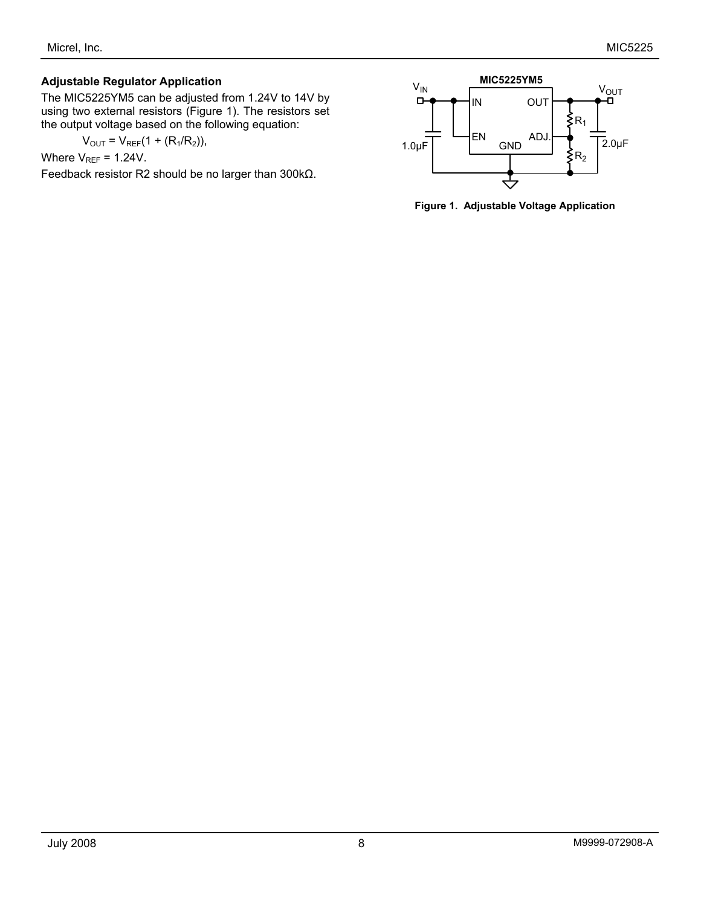### Adjustable Regulator Application

The MIC5225YM5 can be adjusted from 1.24V to 14V by using two external resistors (Figure 1). The resistors set the output voltage based on the following equation:

$$V_{OUT} = V_{REF}(1 + (R_1/R_2)),$$

Where $V_{REF}$ = 1.24V.

Feedback resistor R2 should be no larger than 300kΩ.

**Figure 1. Adjustable Voltage Application**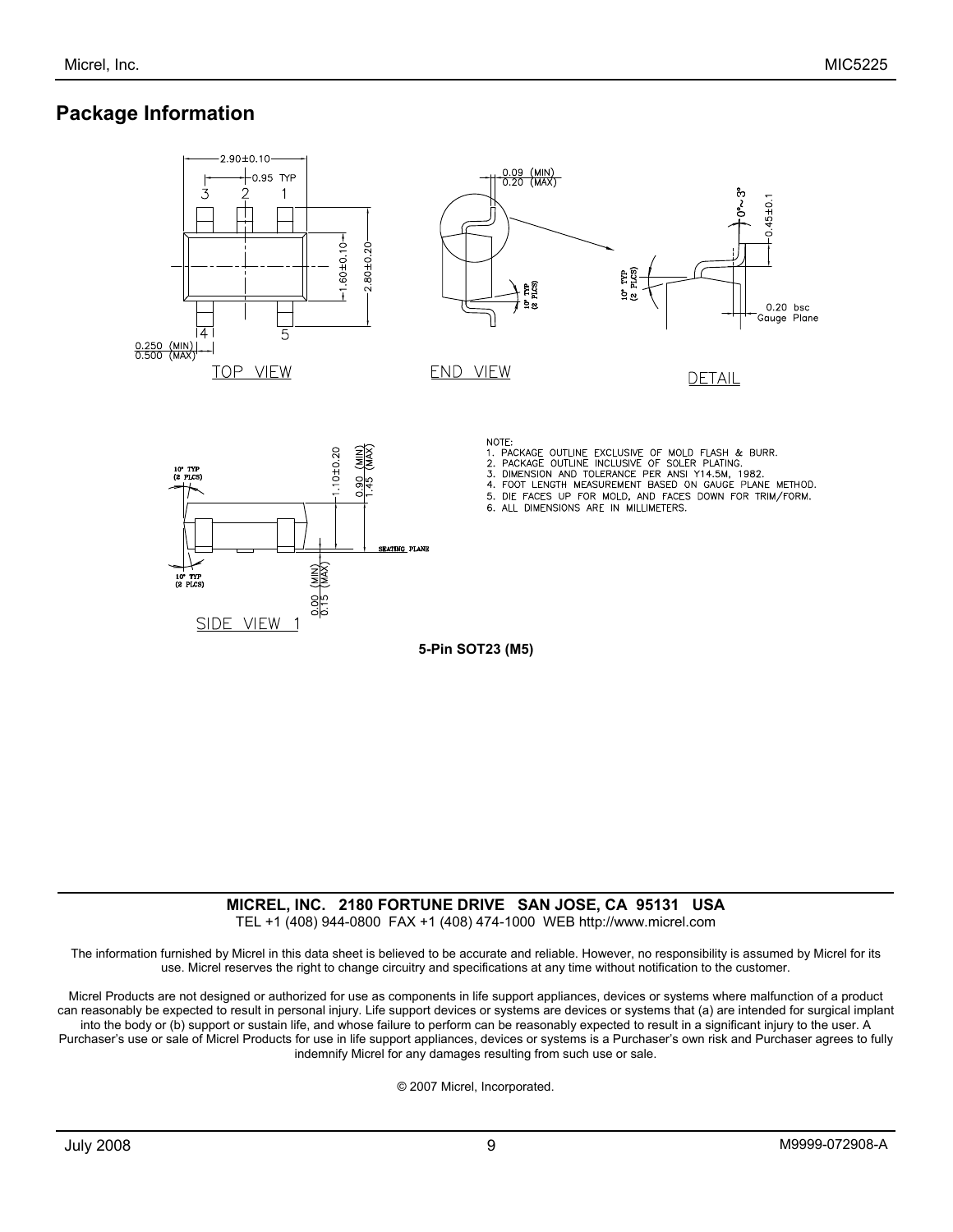## Package Information

NOTE:
1. PACKAGE OUTLINE EXCLUSIVE OF MOLD FLASH & BURR.
2. PACKAGE OUTLINE INCLUSIVE OF SOLER PLATING.
3. DIMENSION AND TOLERANCE PER ANSI Y14.5M, 1982.
4. FOOT LENGTH MEASUREMENT BASED ON GAUGE PLANE METHOD.
5. DIE FACES UP FOR MOLD, AND FACES DOWN FOR TRIM/FORM.
6. ALL DIMENSIONS ARE IN MILLIMETERS.

**5-Pin SOT23 (M5)**

---

**MICREL, INC. 2180 FORTUNE DRIVE SAN JOSE, CA 95131 USA**

TEL +1 (408) 944-0800 FAX +1 (408) 474-1000 WEB http://www.micrel.com

The information furnished by Micrel in this data sheet is believed to be accurate and reliable. However, no responsibility is assumed by Micrel for its use. Micrel reserves the right to change circuitry and specifications at any time without notification to the customer.

Micrel Products are not designed or authorized for use as components in life support appliances, devices or systems where malfunction of a product can reasonably be expected to result in personal injury. Life support devices or systems are devices or systems that (a) are intended for surgical implant into the body or (b) support or sustain life, and whose failure to perform can be reasonably expected to result in a significant injury to the user. A Purchaser's use or sale of Micrel Products for use in life support appliances, devices or systems is a Purchaser's own risk and Purchaser agrees to fully indemnify Micrel for any damages resulting from such use or sale.

© 2007 Micrel, Incorporated.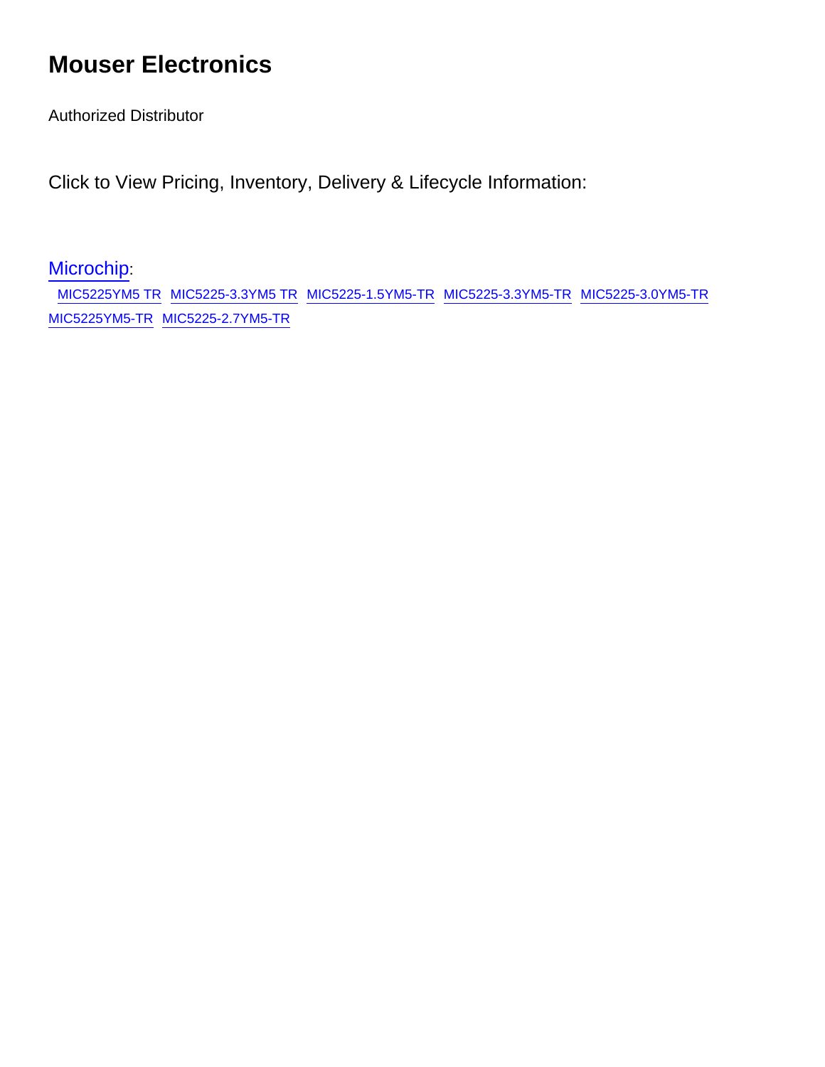# Mouser Electronics

Authorized Distributor

Click to View Pricing, Inventory, Delivery & Lifecycle Information:

Microchip:

MIC5225YM5 TR MIC5225-3.3YM5 TR MIC5225-1.5YM5-TR MIC5225-3.3YM5-TR MIC5225-3.0YM5-TR MIC5225YM5-TR MIC5225-2.7YM5-TR